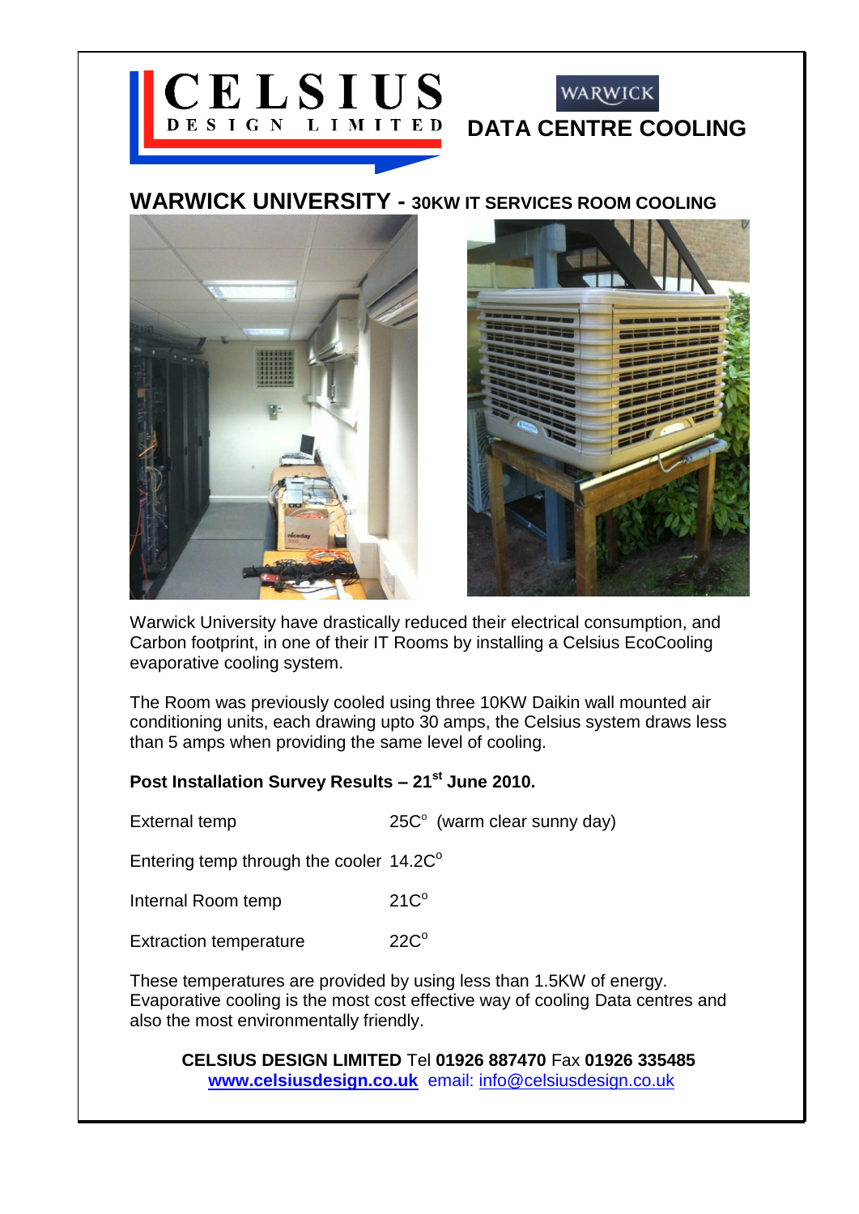**CELSIUS**
DESIGN LIMITED

WARWICK

# DATA CENTRE COOLING

## WARWICK UNIVERSITY - 30KW IT SERVICES ROOM COOLING

Warwick University have drastically reduced their electrical consumption, and Carbon footprint, in one of their IT Rooms by installing a Celsius EcoCooling evaporative cooling system.

The Room was previously cooled using three 10KW Daikin wall mounted air conditioning units, each drawing upto 30 amps, the Celsius system draws less than 5 amps when providing the same level of cooling.

### Post Installation Survey Results – 21st June 2010.

| | |
|---|---|
| External temp | 25C° (warm clear sunny day) |
| Entering temp through the cooler | 14.2C° |
| Internal Room temp | 21C° |
| Extraction temperature | 22C° |

These temperatures are provided by using less than 1.5KW of energy. Evaporative cooling is the most cost effective way of cooling Data centres and also the most environmentally friendly.

**CELSIUS DESIGN LIMITED** Tel **01926 887470** Fax **01926 335485**
**www.celsiusdesign.co.uk** email: info@celsiusdesign.co.uk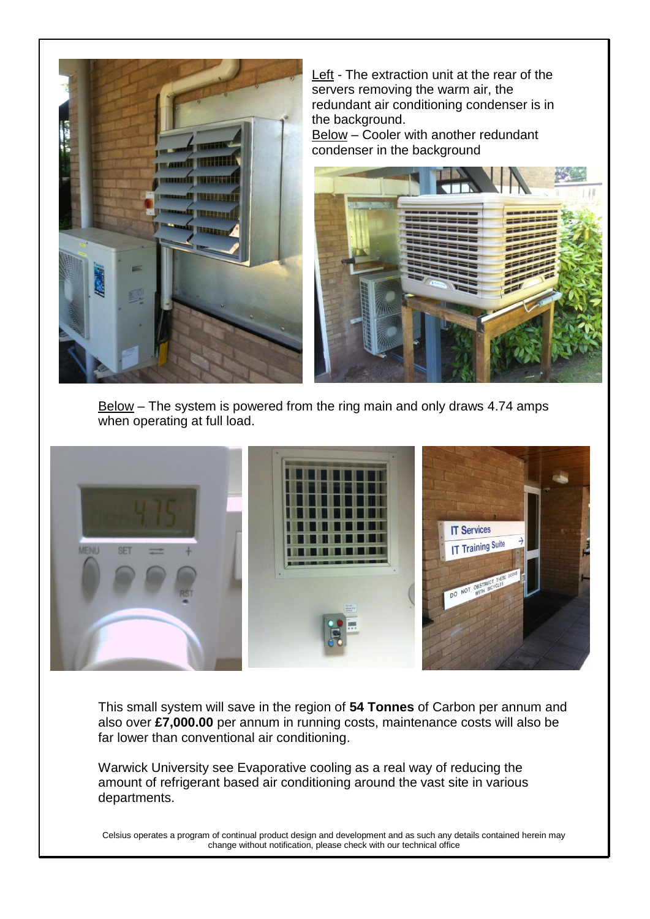Left - The extraction unit at the rear of the servers removing the warm air, the redundant air conditioning condenser is in the background.
Below – Cooler with another redundant condenser in the background

Below – The system is powered from the ring main and only draws 4.74 amps when operating at full load.

This small system will save in the region of **54 Tonnes** of Carbon per annum and also over **£7,000.00** per annum in running costs, maintenance costs will also be far lower than conventional air conditioning.

Warwick University see Evaporative cooling as a real way of reducing the amount of refrigerant based air conditioning around the vast site in various departments.

Celsius operates a program of continual product design and development and as such any details contained herein may change without notification, please check with our technical office